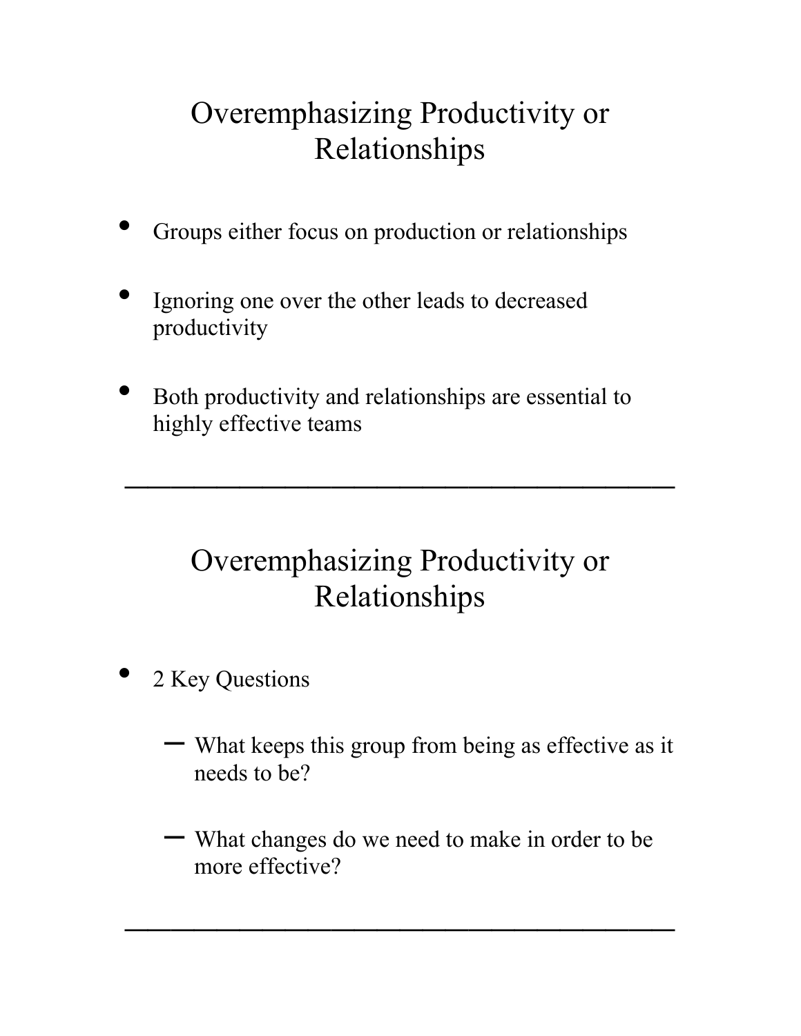## Overemphasizing Productivity or Relationships

- Groups either focus on production or relationships
- Ignoring one over the other leads to decreased productivity
- Both productivity and relationships are essential to highly effective teams

---

## Overemphasizing Productivity or Relationships

- 2 Key Questions
  - What keeps this group from being as effective as it needs to be?
  - What changes do we need to make in order to be more effective?

---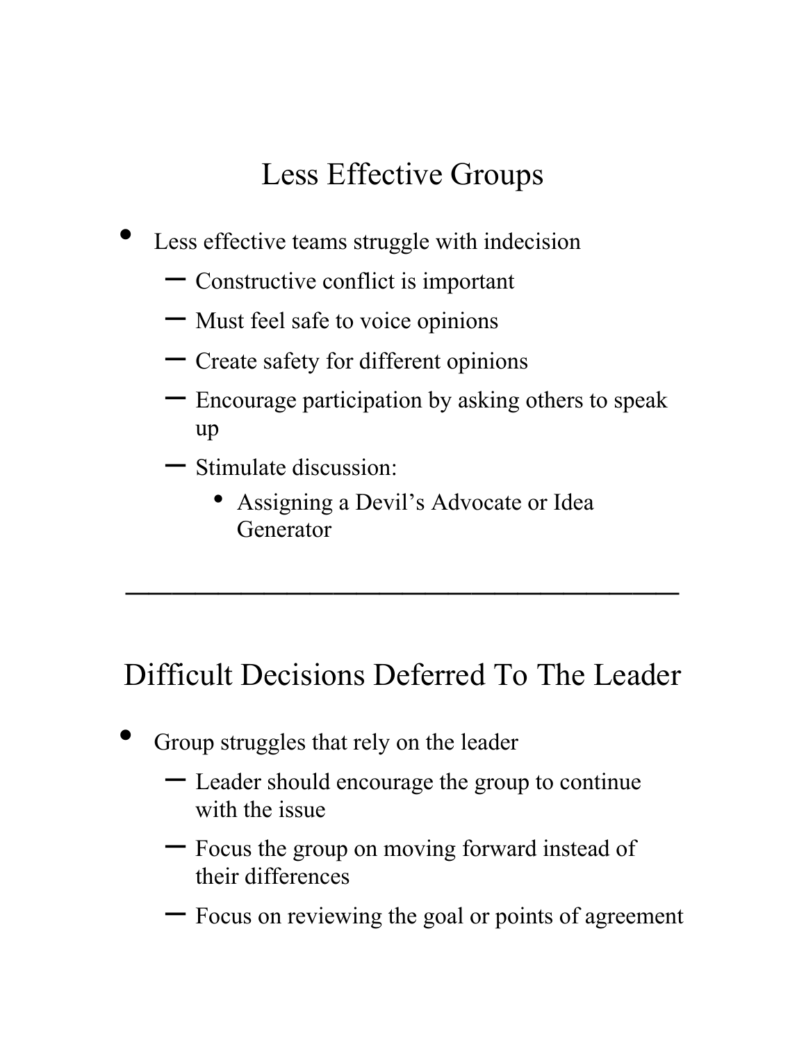# Less Effective Groups

- Less effective teams struggle with indecision
  - Constructive conflict is important
  - Must feel safe to voice opinions
  - Create safety for different opinions
  - Encourage participation by asking others to speak up
  - Stimulate discussion:
    - Assigning a Devil's Advocate or Idea Generator

---

# Difficult Decisions Deferred To The Leader

- Group struggles that rely on the leader
  - Leader should encourage the group to continue with the issue
  - Focus the group on moving forward instead of their differences
  - Focus on reviewing the goal or points of agreement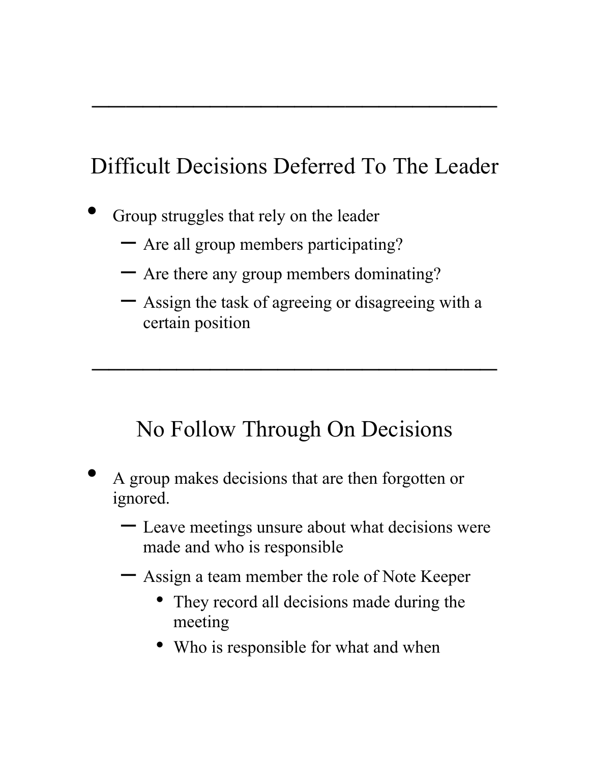---

## Difficult Decisions Deferred To The Leader

- Group struggles that rely on the leader
  - Are all group members participating?
  - Are there any group members dominating?
  - Assign the task of agreeing or disagreeing with a certain position

---

## No Follow Through On Decisions

- A group makes decisions that are then forgotten or ignored.
  - Leave meetings unsure about what decisions were made and who is responsible
  - Assign a team member the role of Note Keeper
    - They record all decisions made during the meeting
    - Who is responsible for what and when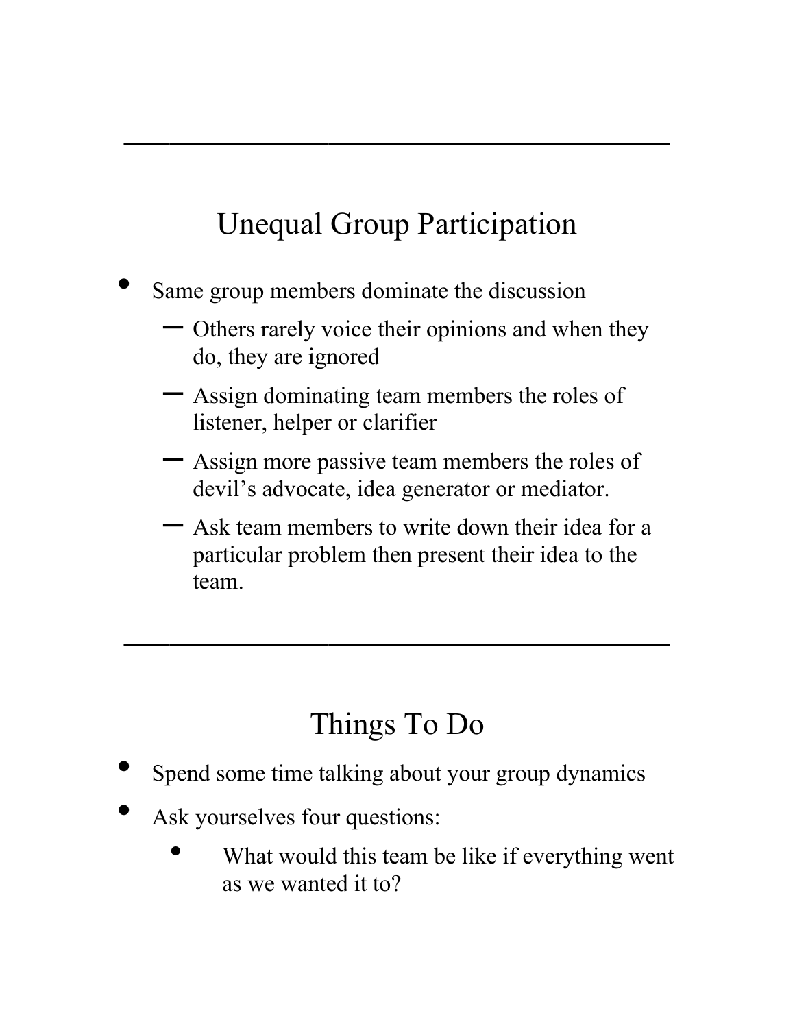## Unequal Group Participation

- Same group members dominate the discussion
  - Others rarely voice their opinions and when they do, they are ignored
  - Assign dominating team members the roles of listener, helper or clarifier
  - Assign more passive team members the roles of devil's advocate, idea generator or mediator.
  - Ask team members to write down their idea for a particular problem then present their idea to the team.

---

## Things To Do

- Spend some time talking about your group dynamics
- Ask yourselves four questions:
  - What would this team be like if everything went as we wanted it to?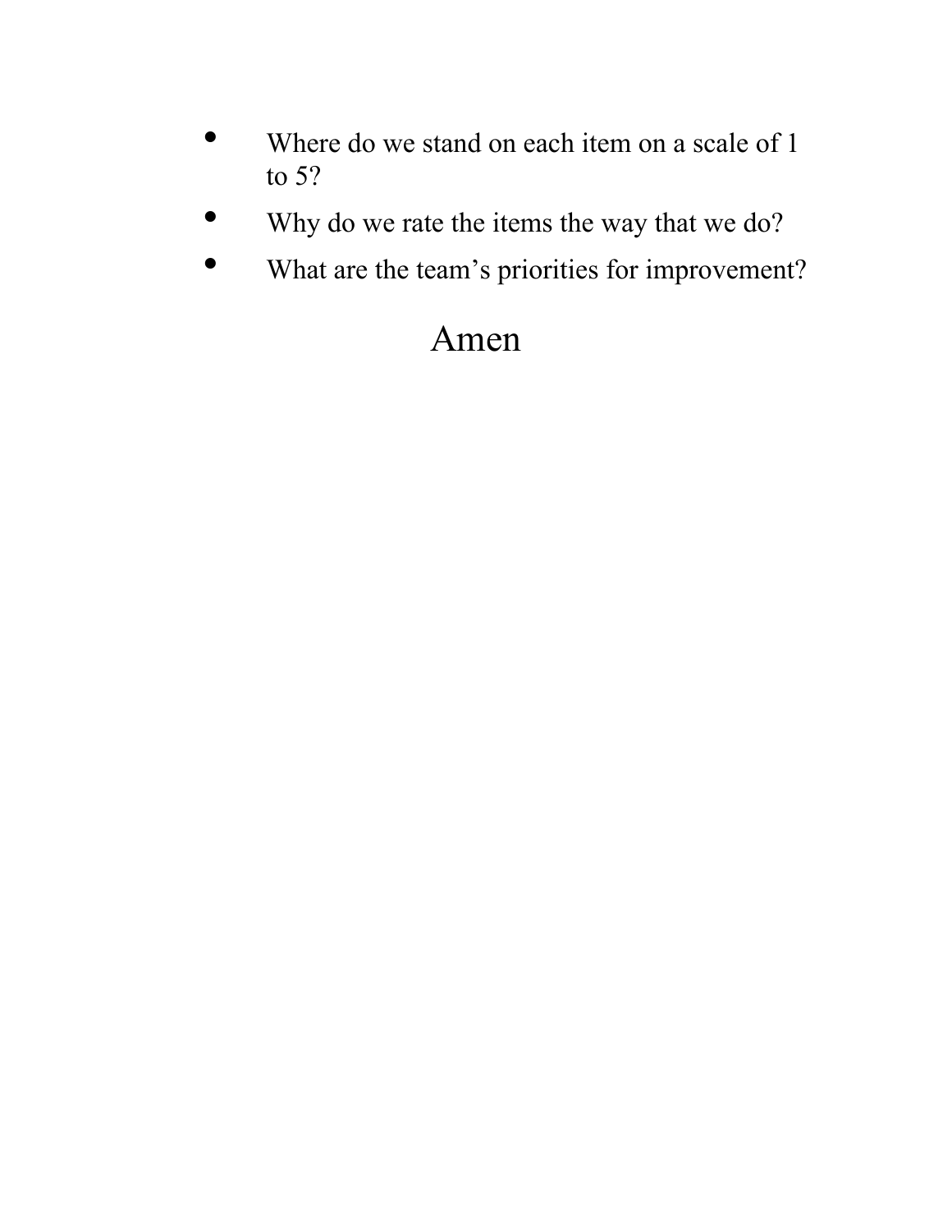- Where do we stand on each item on a scale of 1 to 5?
- Why do we rate the items the way that we do?
- What are the team’s priorities for improvement?

Amen